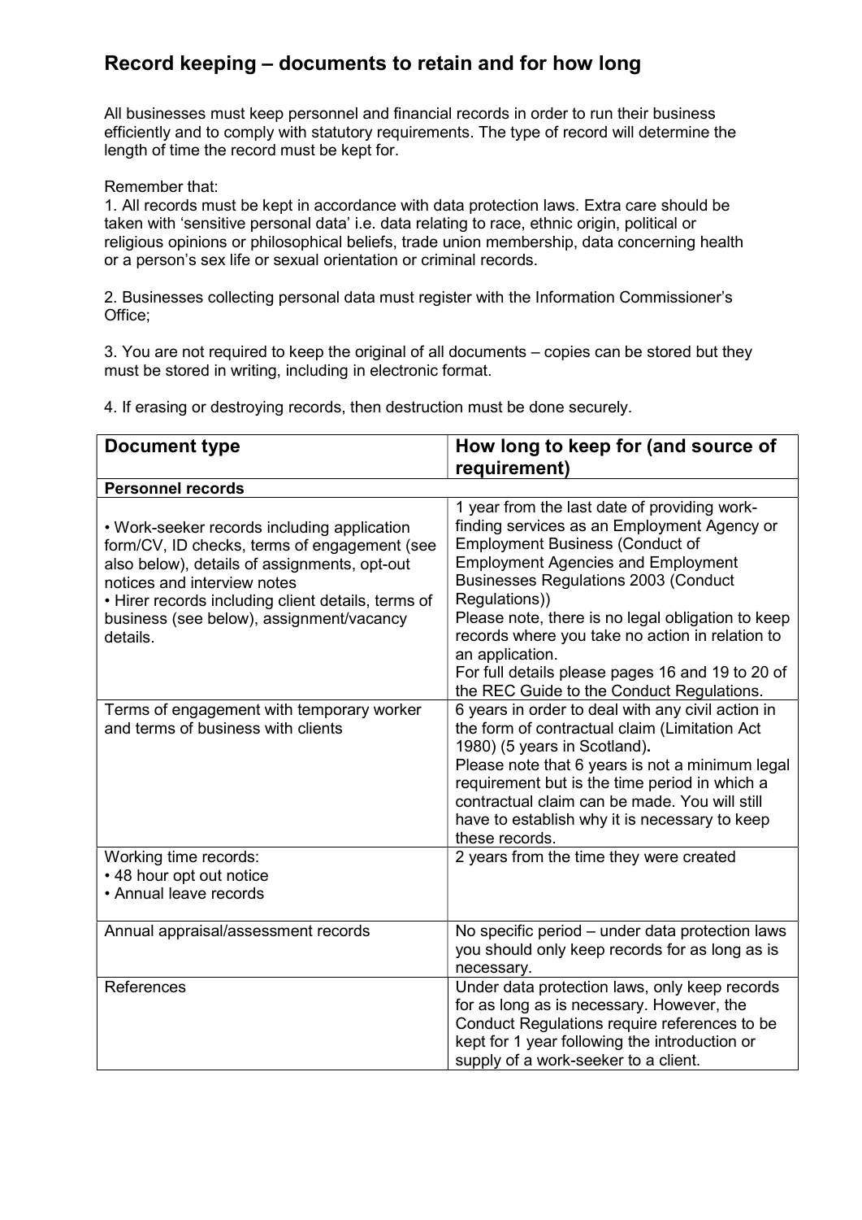## Record keeping – documents to retain and for how long

All businesses must keep personnel and financial records in order to run their business efficiently and to comply with statutory requirements. The type of record will determine the length of time the record must be kept for.

Remember that:

1. All records must be kept in accordance with data protection laws. Extra care should be taken with 'sensitive personal data' i.e. data relating to race, ethnic origin, political or religious opinions or philosophical beliefs, trade union membership, data concerning health or a person's sex life or sexual orientation or criminal records.

2. Businesses collecting personal data must register with the Information Commissioner's Office;

3. You are not required to keep the original of all documents – copies can be stored but they must be stored in writing, including in electronic format.

4. If erasing or destroying records, then destruction must be done securely.

| Document type | How long to keep for (and source of requirement) |
|---|---|
| **Personnel records** | |
| • Work-seeker records including application form/CV, ID checks, terms of engagement (see also below), details of assignments, opt-out notices and interview notes<br>• Hirer records including client details, terms of business (see below), assignment/vacancy details. | 1 year from the last date of providing work-finding services as an Employment Agency or Employment Business (Conduct of Employment Agencies and Employment Businesses Regulations 2003 (Conduct Regulations))<br>Please note, there is no legal obligation to keep records where you take no action in relation to an application.<br>For full details please pages 16 and 19 to 20 of the REC Guide to the Conduct Regulations. |
| Terms of engagement with temporary worker and terms of business with clients | 6 years in order to deal with any civil action in the form of contractual claim (Limitation Act 1980) (5 years in Scotland).<br>Please note that 6 years is not a minimum legal requirement but is the time period in which a contractual claim can be made. You will still have to establish why it is necessary to keep these records. |
| Working time records:<br>• 48 hour opt out notice<br>• Annual leave records | 2 years from the time they were created |
| Annual appraisal/assessment records | No specific period – under data protection laws you should only keep records for as long as is necessary. |
| References | Under data protection laws, only keep records for as long as is necessary. However, the Conduct Regulations require references to be kept for 1 year following the introduction or supply of a work-seeker to a client. |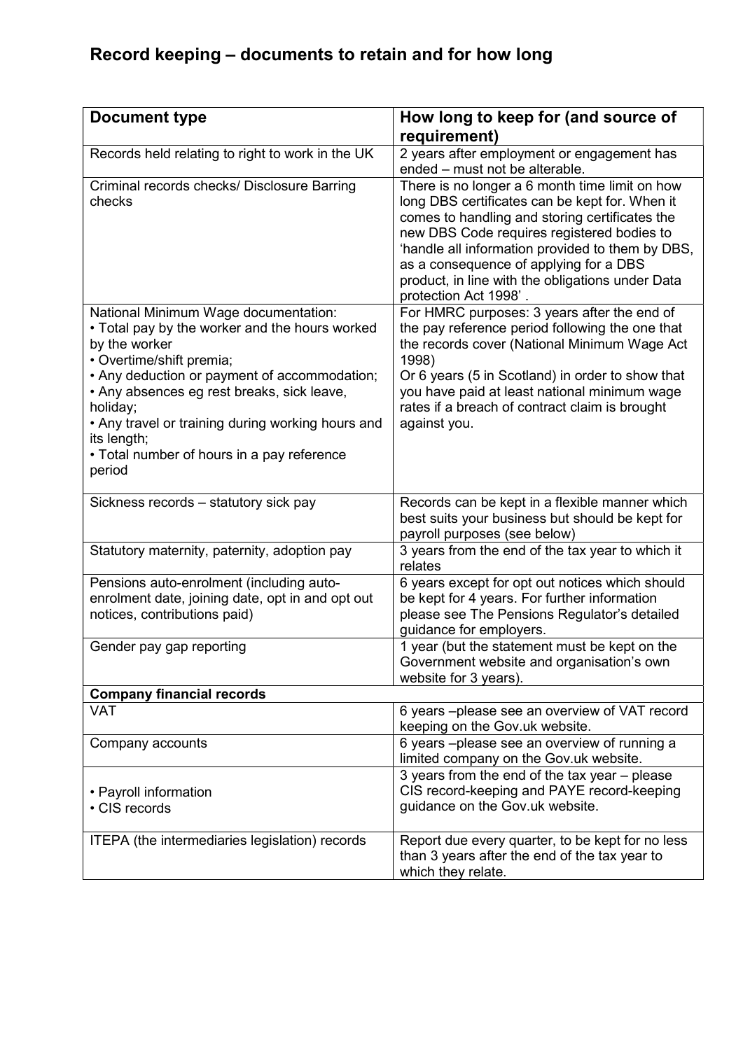## Record keeping – documents to retain and for how long

| **Document type** | **How long to keep for (and source of requirement)** |
|---|---|
| Records held relating to right to work in the UK | 2 years after employment or engagement has ended – must not be alterable. |
| Criminal records checks/ Disclosure Barring checks | There is no longer a 6 month time limit on how long DBS certificates can be kept for. When it comes to handling and storing certificates the new DBS Code requires registered bodies to 'handle all information provided to them by DBS, as a consequence of applying for a DBS product, in line with the obligations under Data protection Act 1998' . |
| National Minimum Wage documentation:<br>• Total pay by the worker and the hours worked by the worker<br>• Overtime/shift premia;<br>• Any deduction or payment of accommodation;<br>• Any absences eg rest breaks, sick leave, holiday;<br>• Any travel or training during working hours and its length;<br>• Total number of hours in a pay reference period | For HMRC purposes: 3 years after the end of the pay reference period following the one that the records cover (National Minimum Wage Act 1998)<br>Or 6 years (5 in Scotland) in order to show that you have paid at least national minimum wage rates if a breach of contract claim is brought against you. |
| Sickness records – statutory sick pay | Records can be kept in a flexible manner which best suits your business but should be kept for payroll purposes (see below) |
| Statutory maternity, paternity, adoption pay | 3 years from the end of the tax year to which it relates |
| Pensions auto-enrolment (including auto-enrolment date, joining date, opt in and opt out notices, contributions paid) | 6 years except for opt out notices which should be kept for 4 years. For further information please see The Pensions Regulator's detailed guidance for employers. |
| Gender pay gap reporting | 1 year (but the statement must be kept on the Government website and organisation's own website for 3 years). |
| **Company financial records** | |
| VAT | 6 years –please see an overview of VAT record keeping on the Gov.uk website. |
| Company accounts | 6 years –please see an overview of running a limited company on the Gov.uk website. |
| • Payroll information<br>• CIS records | 3 years from the end of the tax year – please CIS record-keeping and PAYE record-keeping guidance on the Gov.uk website. |
| ITEPA (the intermediaries legislation) records | Report due every quarter, to be kept for no less than 3 years after the end of the tax year to which they relate. |